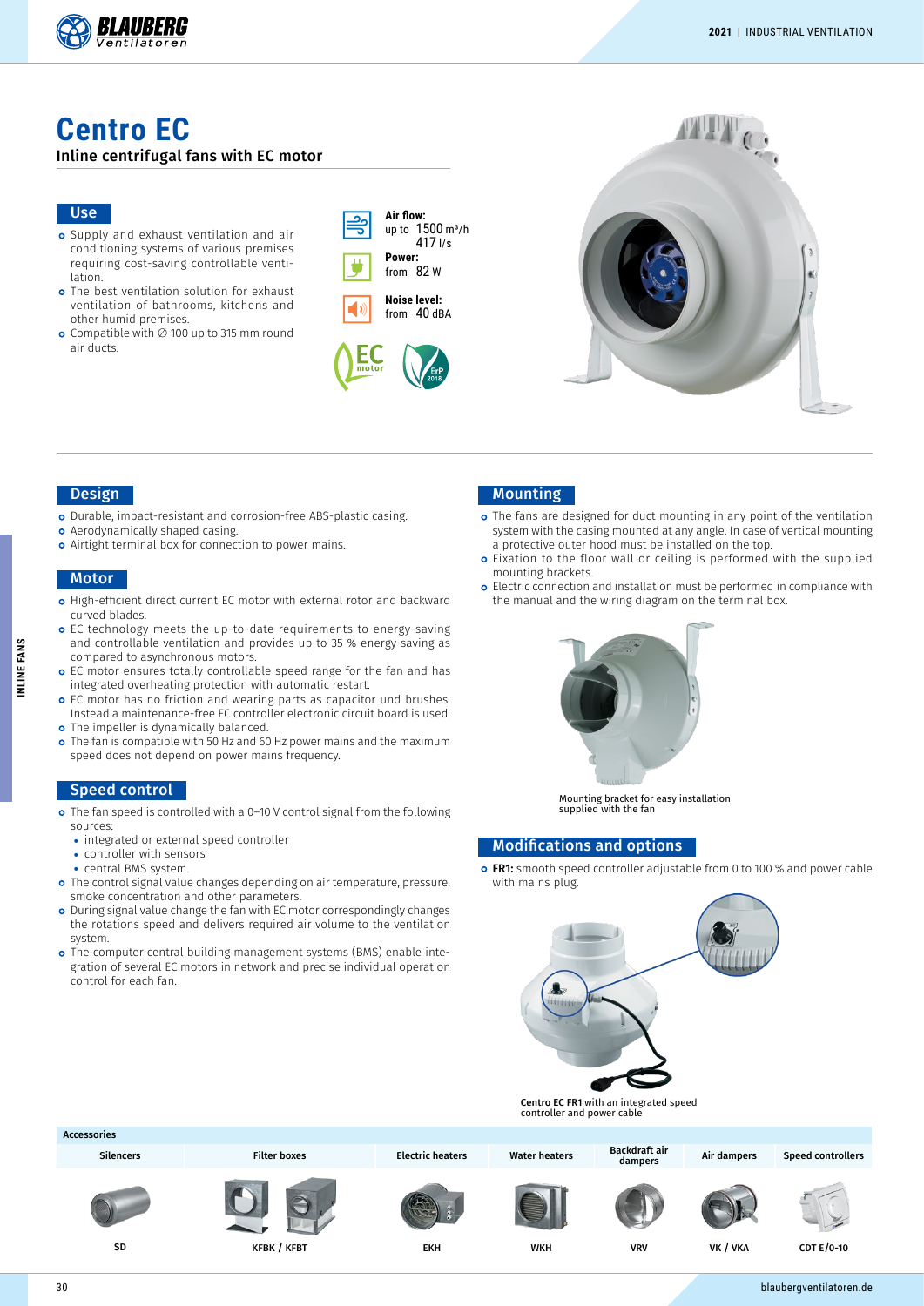# Centro EC

**Inline centrifugal fans with EC motor**

## Use

- Supply and exhaust ventilation and air conditioning systems of various premises requiring cost-saving controllable ventilation.
- The best ventilation solution for exhaust ventilation of bathrooms, kitchens and other humid premises.
- Compatible with ∅ 100 up to 315 mm round air ducts.

**Air flow:** up to 1500 m³/h 417 l/s

**Power:** from 82 W

**Noise level:** from 40 dBA

## Design

- Durable, impact-resistant and corrosion-free ABS-plastic casing.
- Aerodynamically shaped casing.
- Airtight terminal box for connection to power mains.

## Motor

- High-efficient direct current EC motor with external rotor and backward curved blades.
- EC technology meets the up-to-date requirements to energy-saving and controllable ventilation and provides up to 35 % energy saving as compared to asynchronous motors.
- EC motor ensures totally controllable speed range for the fan and has integrated overheating protection with automatic restart.
- EC motor has no friction and wearing parts as capacitor und brushes. Instead a maintenance-free EC controller electronic circuit board is used.
- The impeller is dynamically balanced.
- The fan is compatible with 50 Hz and 60 Hz power mains and the maximum speed does not depend on power mains frequency.

## Speed control

- The fan speed is controlled with a 0–10 V control signal from the following sources:
  - integrated or external speed controller
  - controller with sensors
  - central BMS system.
- The control signal value changes depending on air temperature, pressure, smoke concentration and other parameters.
- During signal value change the fan with EC motor correspondingly changes the rotations speed and delivers required air volume to the ventilation system.
- The computer central building management systems (BMS) enable integration of several EC motors in network and precise individual operation control for each fan.

## Mounting

- The fans are designed for duct mounting in any point of the ventilation system with the casing mounted at any angle. In case of vertical mounting a protective outer hood must be installed on the top.
- Fixation to the floor wall or ceiling is performed with the supplied mounting brackets.
- Electric connection and installation must be performed in compliance with the manual and the wiring diagram on the terminal box.

Mounting bracket for easy installation supplied with the fan

## Modifications and options

- **FR1:** smooth speed controller adjustable from 0 to 100 % and power cable with mains plug.

**Centro EC FR1** with an integrated speed controller and power cable

**Accessories**

| Silencers | Filter boxes | Electric heaters | Water heaters | Backdraft air dampers | Air dampers | Speed controllers |
|---|---|---|---|---|---|---|
| SD | KFBK / KFBT | EKH | WKH | VRV | VK / VKA | CDT E/0-10 |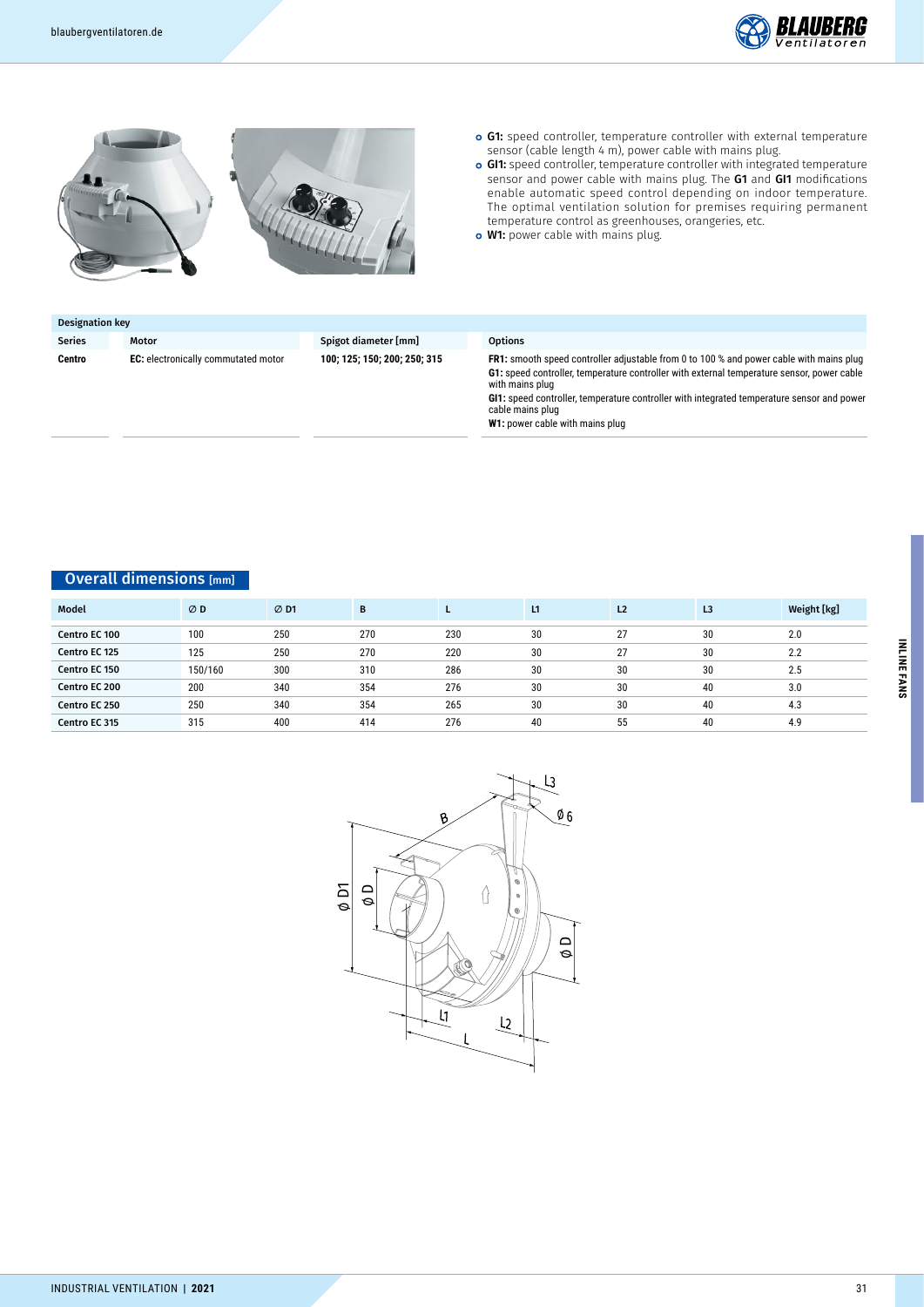- **G1:** speed controller, temperature controller with external temperature sensor (cable length 4 m), power cable with mains plug.
- **GI1:** speed controller, temperature controller with integrated temperature sensor and power cable with mains plug. The **G1** and **GI1** modifications enable automatic speed control depending on indoor temperature. The optimal ventilation solution for premises requiring permanent temperature control as greenhouses, orangeries, etc.
- **W1:** power cable with mains plug.

**Designation key**

| Series | Motor | Spigot diameter [mm] | Options |
|---|---|---|---|
| **Centro** | **EC:** electronically commutated motor | 100; 125; 150; 200; 250; 315 | **FR1:** smooth speed controller adjustable from 0 to 100 % and power cable with mains plug<br>**G1:** speed controller, temperature controller with external temperature sensor, power cable with mains plug<br>**GI1:** speed controller, temperature controller with integrated temperature sensor and power cable mains plug<br>**W1:** power cable with mains plug |

## Overall dimensions [mm]

| Model | ∅ D | ∅ D1 | B | L | L1 | L2 | L3 | Weight [kg] |
|---|---|---|---|---|---|---|---|---|
| Centro EC 100 | 100 | 250 | 270 | 230 | 30 | 27 | 30 | 2.0 |
| Centro EC 125 | 125 | 250 | 270 | 220 | 30 | 27 | 30 | 2.2 |
| Centro EC 150 | 150/160 | 300 | 310 | 286 | 30 | 30 | 30 | 2.5 |
| Centro EC 200 | 200 | 340 | 354 | 276 | 30 | 30 | 40 | 3.0 |
| Centro EC 250 | 250 | 340 | 354 | 265 | 30 | 30 | 40 | 4.3 |
| Centro EC 315 | 315 | 400 | 414 | 276 | 40 | 55 | 40 | 4.9 |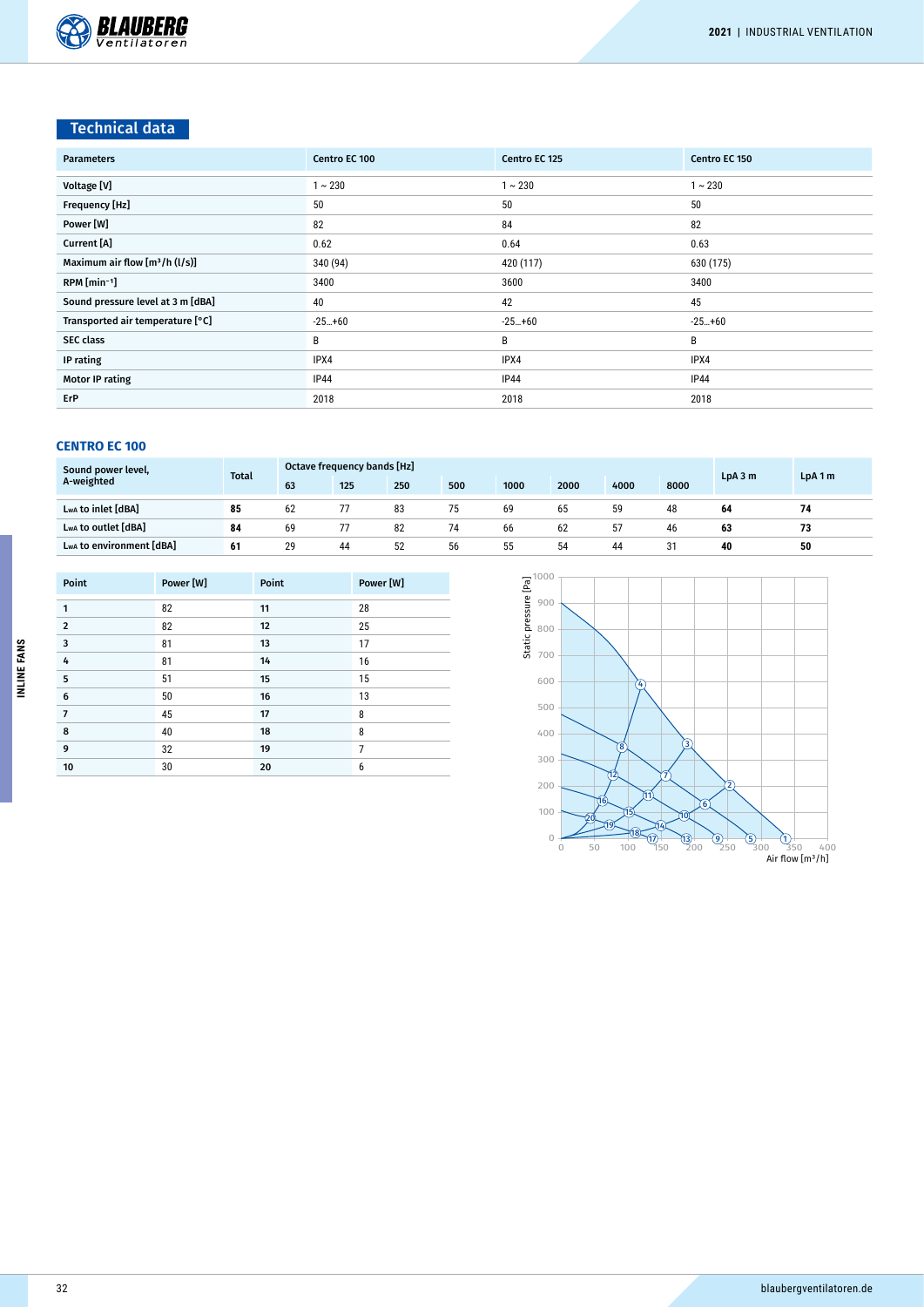## Technical data

| Parameters | Centro EC 100 | Centro EC 125 | Centro EC 150 |
|---|---|---|---|
| Voltage [V] | 1 ~ 230 | 1 ~ 230 | 1 ~ 230 |
| Frequency [Hz] | 50 | 50 | 50 |
| Power [W] | 82 | 84 | 82 |
| Current [A] | 0.62 | 0.64 | 0.63 |
| Maximum air flow [m³/h (l/s)] | 340 (94) | 420 (117) | 630 (175) |
| RPM [min⁻¹] | 3400 | 3600 | 3400 |
| Sound pressure level at 3 m [dBA] | 40 | 42 | 45 |
| Transported air temperature [°C] | -25...+60 | -25...+60 | -25...+60 |
| SEC class | B | B | B |
| IP rating | IPX4 | IPX4 | IPX4 |
| Motor IP rating | IP44 | IP44 | IP44 |
| ErP | 2018 | 2018 | 2018 |

### CENTRO EC 100

| Sound power level, A-weighted | Total | Octave frequency bands [Hz] | | | | | | | | LpA 3 m | LpA 1 m |
|---|---|---|---|---|---|---|---|---|---|---|---|
| | | 63 | 125 | 250 | 500 | 1000 | 2000 | 4000 | 8000 | | |
| $L_{WA}$ to inlet [dBA] | **85** | 62 | 77 | 83 | 75 | 69 | 65 | 59 | 48 | **64** | **74** |
| $L_{WA}$ to outlet [dBA] | **84** | 69 | 77 | 82 | 74 | 66 | 62 | 57 | 46 | **63** | **73** |
| $L_{WA}$ to environment [dBA] | **61** | 29 | 44 | 52 | 56 | 55 | 54 | 44 | 31 | **40** | **50** |

| Point | Power [W] | Point | Power [W] |
|---|---|---|---|
| **1** | 82 | **11** | 28 |
| **2** | 82 | **12** | 25 |
| **3** | 81 | **13** | 17 |
| **4** | 81 | **14** | 16 |
| **5** | 51 | **15** | 15 |
| **6** | 50 | **16** | 13 |
| **7** | 45 | **17** | 8 |
| **8** | 40 | **18** | 8 |
| **9** | 32 | **19** | 7 |
| **10** | 30 | **20** | 6 |

Static pressure [Pa] / Air flow [m³/h]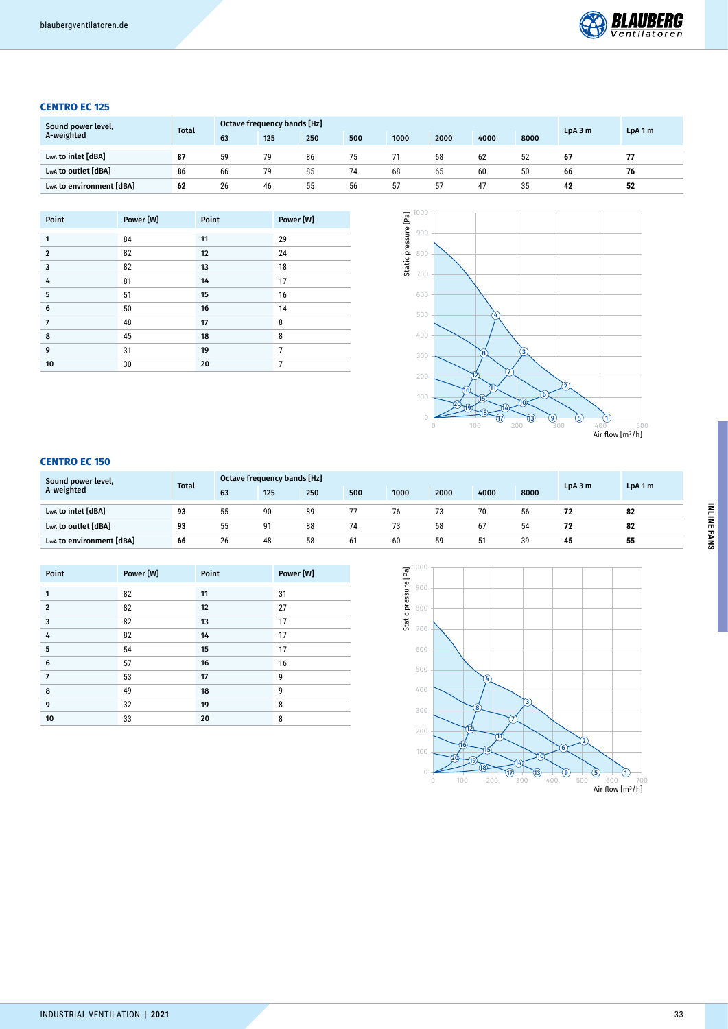## CENTRO EC 125

| Sound power level, A-weighted | Total | Octave frequency bands [Hz] | | | | | | | | LpA 3 m | LpA 1 m |
|---|---|---|---|---|---|---|---|---|---|---|---|
| | | 63 | 125 | 250 | 500 | 1000 | 2000 | 4000 | 8000 | | |
| LwA to inlet [dBA] | **87** | 59 | 79 | 86 | 75 | 71 | 68 | 62 | 52 | **67** | **77** |
| LwA to outlet [dBA] | **86** | 66 | 79 | 85 | 74 | 68 | 65 | 60 | 50 | **66** | **76** |
| LwA to environment [dBA] | **62** | 26 | 46 | 55 | 56 | 57 | 57 | 47 | 35 | **42** | **52** |

| Point | Power [W] | Point | Power [W] |
|---|---|---|---|
| **1** | 84 | **11** | 29 |
| **2** | 82 | **12** | 24 |
| **3** | 82 | **13** | 18 |
| **4** | 81 | **14** | 17 |
| **5** | 51 | **15** | 16 |
| **6** | 50 | **16** | 14 |
| **7** | 48 | **17** | 8 |
| **8** | 45 | **18** | 8 |
| **9** | 31 | **19** | 7 |
| **10** | 30 | **20** | 7 |

## CENTRO EC 150

| Sound power level, A-weighted | Total | Octave frequency bands [Hz] | | | | | | | | LpA 3 m | LpA 1 m |
|---|---|---|---|---|---|---|---|---|---|---|---|
| | | 63 | 125 | 250 | 500 | 1000 | 2000 | 4000 | 8000 | | |
| LwA to inlet [dBA] | **93** | 55 | 90 | 89 | 77 | 76 | 73 | 70 | 56 | **72** | **82** |
| LwA to outlet [dBA] | **93** | 55 | 91 | 88 | 74 | 73 | 68 | 67 | 54 | **72** | **82** |
| LwA to environment [dBA] | **66** | 26 | 48 | 58 | 61 | 60 | 59 | 51 | 39 | **45** | **55** |

| Point | Power [W] | Point | Power [W] |
|---|---|---|---|
| **1** | 82 | **11** | 31 |
| **2** | 82 | **12** | 27 |
| **3** | 82 | **13** | 17 |
| **4** | 82 | **14** | 17 |
| **5** | 54 | **15** | 17 |
| **6** | 57 | **16** | 16 |
| **7** | 53 | **17** | 9 |
| **8** | 49 | **18** | 9 |
| **9** | 32 | **19** | 8 |
| **10** | 33 | **20** | 8 |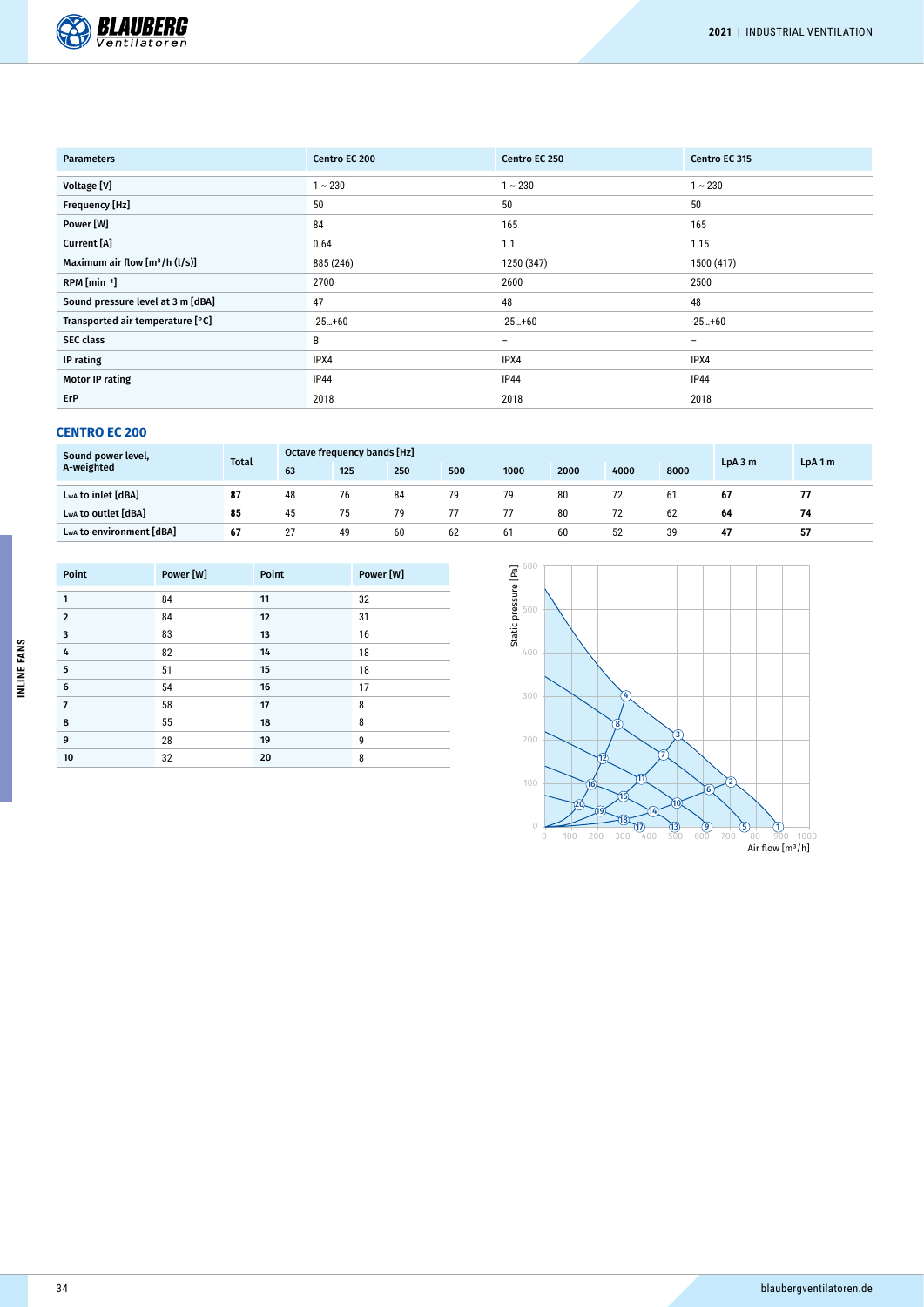| Parameters | Centro EC 200 | Centro EC 250 | Centro EC 315 |
|---|---|---|---|
| Voltage [V] | 1 ~ 230 | 1 ~ 230 | 1 ~ 230 |
| Frequency [Hz] | 50 | 50 | 50 |
| Power [W] | 84 | 165 | 165 |
| Current [A] | 0.64 | 1.1 | 1.15 |
| Maximum air flow [m³/h (l/s)] | 885 (246) | 1250 (347) | 1500 (417) |
| RPM [min⁻¹] | 2700 | 2600 | 2500 |
| Sound pressure level at 3 m [dBA] | 47 | 48 | 48 |
| Transported air temperature [°C] | -25...+60 | -25...+60 | -25...+60 |
| SEC class | B | – | – |
| IP rating | IPX4 | IPX4 | IPX4 |
| Motor IP rating | IP44 | IP44 | IP44 |
| ErP | 2018 | 2018 | 2018 |

## CENTRO EC 200

| Sound power level, A-weighted | Total | Octave frequency bands [Hz] | | | | | | | | LpA 3 m | LpA 1 m |
|---|---|---|---|---|---|---|---|---|---|---|---|
| | | 63 | 125 | 250 | 500 | 1000 | 2000 | 4000 | 8000 | | |
| $L_{WA}$ to inlet [dBA] | **87** | 48 | 76 | 84 | 79 | 79 | 80 | 72 | 61 | **67** | **77** |
| $L_{WA}$ to outlet [dBA] | **85** | 45 | 75 | 79 | 77 | 77 | 80 | 72 | 62 | **64** | **74** |
| $L_{WA}$ to environment [dBA] | **67** | 27 | 49 | 60 | 62 | 61 | 60 | 52 | 39 | **47** | **57** |

| Point | Power [W] | Point | Power [W] |
|---|---|---|---|
| 1 | 84 | 11 | 32 |
| 2 | 84 | 12 | 31 |
| 3 | 83 | 13 | 16 |
| 4 | 82 | 14 | 18 |
| 5 | 51 | 15 | 18 |
| 6 | 54 | 16 | 17 |
| 7 | 58 | 17 | 8 |
| 8 | 55 | 18 | 8 |
| 9 | 28 | 19 | 9 |
| 10 | 32 | 20 | 8 |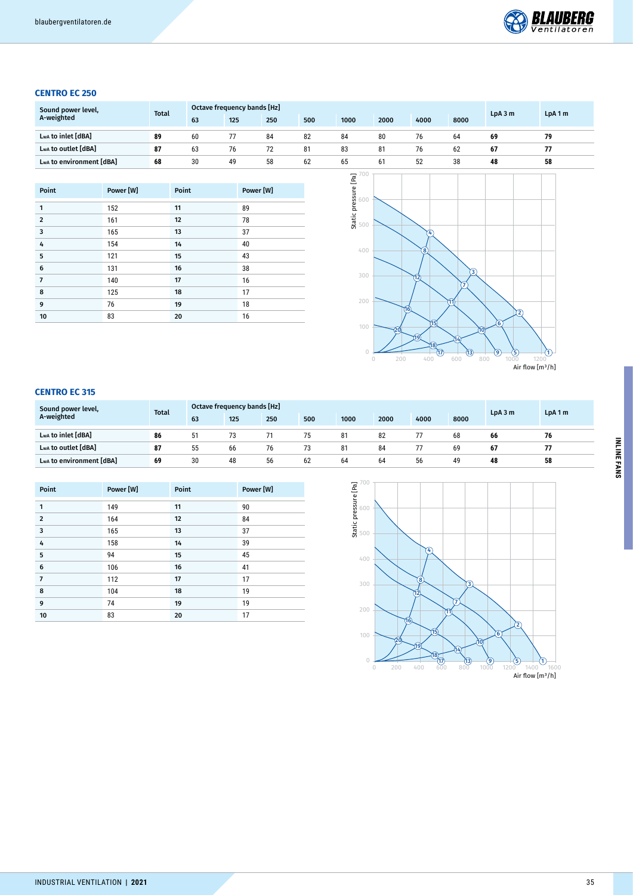## CENTRO EC 250

| Sound power level, A-weighted | Total | Octave frequency bands [Hz] | | | | | | | | LpA 3 m | LpA 1 m |
|---|---|---|---|---|---|---|---|---|---|---|---|
| | | 63 | 125 | 250 | 500 | 1000 | 2000 | 4000 | 8000 | | |
| **LwA to inlet [dBA]** | **89** | 60 | 77 | 84 | 82 | 84 | 80 | 76 | 64 | **69** | **79** |
| **LwA to outlet [dBA]** | **87** | 63 | 76 | 72 | 81 | 83 | 81 | 76 | 62 | **67** | **77** |
| **LwA to environment [dBA]** | **68** | 30 | 49 | 58 | 62 | 65 | 61 | 52 | 38 | **48** | **58** |

| Point | Power [W] | Point | Power [W] |
|---|---|---|---|
| **1** | 152 | **11** | 89 |
| **2** | 161 | **12** | 78 |
| **3** | 165 | **13** | 37 |
| **4** | 154 | **14** | 40 |
| **5** | 121 | **15** | 43 |
| **6** | 131 | **16** | 38 |
| **7** | 140 | **17** | 16 |
| **8** | 125 | **18** | 17 |
| **9** | 76 | **19** | 18 |
| **10** | 83 | **20** | 16 |

Static pressure [Pa]
700
600
500
400
300
200
100
0
0 200 400 600 800 1000 1200
Air flow [m³/h]
1 2 3 4 5 6 7 8 9 10 11 12 13 14 15 16 17 18 19 20

## CENTRO EC 315

| Sound power level, A-weighted | Total | Octave frequency bands [Hz] | | | | | | | | LpA 3 m | LpA 1 m |
|---|---|---|---|---|---|---|---|---|---|---|---|
| | | 63 | 125 | 250 | 500 | 1000 | 2000 | 4000 | 8000 | | |
| **LwA to inlet [dBA]** | **86** | 51 | 73 | 71 | 75 | 81 | 82 | 77 | 68 | **66** | **76** |
| **LwA to outlet [dBA]** | **87** | 55 | 66 | 76 | 73 | 81 | 84 | 77 | 69 | **67** | **77** |
| **LwA to environment [dBA]** | **69** | 30 | 48 | 56 | 62 | 64 | 64 | 56 | 49 | **48** | **58** |

| Point | Power [W] | Point | Power [W] |
|---|---|---|---|
| **1** | 149 | **11** | 90 |
| **2** | 164 | **12** | 84 |
| **3** | 165 | **13** | 37 |
| **4** | 158 | **14** | 39 |
| **5** | 94 | **15** | 45 |
| **6** | 106 | **16** | 41 |
| **7** | 112 | **17** | 17 |
| **8** | 104 | **18** | 19 |
| **9** | 74 | **19** | 19 |
| **10** | 83 | **20** | 17 |

Static pressure [Pa]
700
600
500
400
300
200
100
0
0 200 400 600 800 1000 1200 1400 1600
Air flow [m³/h]
1 2 3 4 5 6 7 8 9 10 11 12 13 14 15 16 17 18 19 20

INLINE FANS